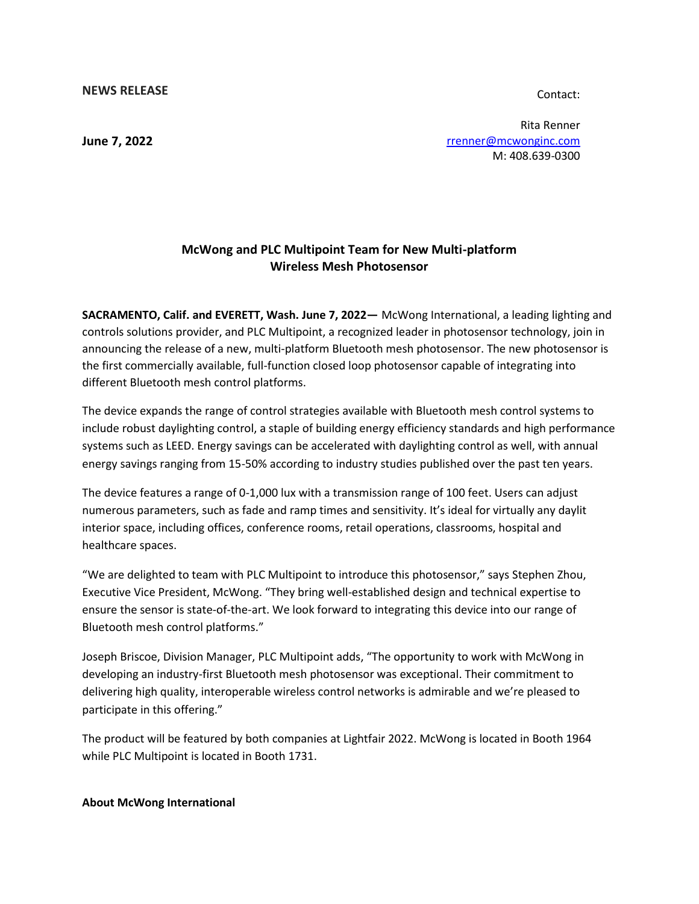**NEWS RELEASE**

Contact:

Rita Renner
rrenner@mcwonginc.com
M: 408.639-0300

**June 7, 2022**

## McWong and PLC Multipoint Team for New Multi-platform Wireless Mesh Photosensor

**SACRAMENTO, Calif. and EVERETT, Wash. June 7, 2022—** McWong International, a leading lighting and controls solutions provider, and PLC Multipoint, a recognized leader in photosensor technology, join in announcing the release of a new, multi-platform Bluetooth mesh photosensor. The new photosensor is the first commercially available, full-function closed loop photosensor capable of integrating into different Bluetooth mesh control platforms.

The device expands the range of control strategies available with Bluetooth mesh control systems to include robust daylighting control, a staple of building energy efficiency standards and high performance systems such as LEED. Energy savings can be accelerated with daylighting control as well, with annual energy savings ranging from 15-50% according to industry studies published over the past ten years.

The device features a range of 0-1,000 lux with a transmission range of 100 feet. Users can adjust numerous parameters, such as fade and ramp times and sensitivity. It's ideal for virtually any daylit interior space, including offices, conference rooms, retail operations, classrooms, hospital and healthcare spaces.

"We are delighted to team with PLC Multipoint to introduce this photosensor," says Stephen Zhou, Executive Vice President, McWong. "They bring well-established design and technical expertise to ensure the sensor is state-of-the-art. We look forward to integrating this device into our range of Bluetooth mesh control platforms."

Joseph Briscoe, Division Manager, PLC Multipoint adds, "The opportunity to work with McWong in developing an industry-first Bluetooth mesh photosensor was exceptional. Their commitment to delivering high quality, interoperable wireless control networks is admirable and we're pleased to participate in this offering."

The product will be featured by both companies at Lightfair 2022. McWong is located in Booth 1964 while PLC Multipoint is located in Booth 1731.

**About McWong International**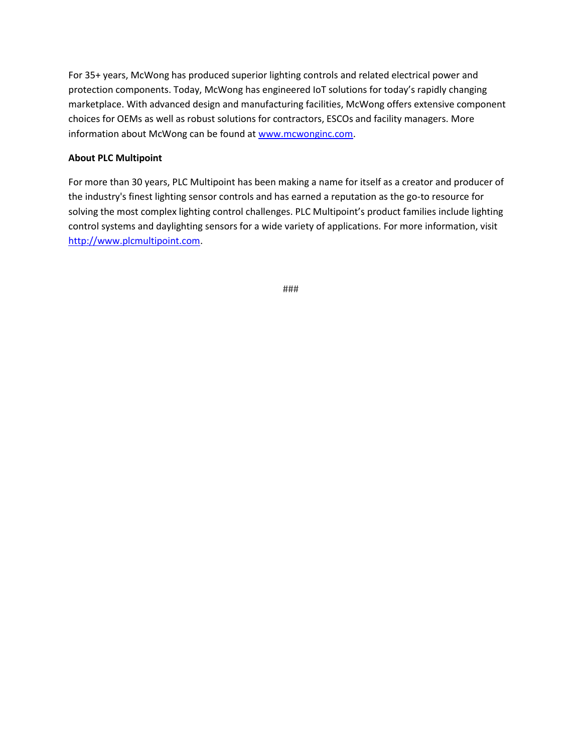For 35+ years, McWong has produced superior lighting controls and related electrical power and protection components. Today, McWong has engineered IoT solutions for today's rapidly changing marketplace. With advanced design and manufacturing facilities, McWong offers extensive component choices for OEMs as well as robust solutions for contractors, ESCOs and facility managers. More information about McWong can be found at [www.mcwonginc.com](http://www.mcwonginc.com).

**About PLC Multipoint**

For more than 30 years, PLC Multipoint has been making a name for itself as a creator and producer of the industry's finest lighting sensor controls and has earned a reputation as the go-to resource for solving the most complex lighting control challenges. PLC Multipoint's product families include lighting control systems and daylighting sensors for a wide variety of applications. For more information, visit [http://www.plcmultipoint.com](http://www.plcmultipoint.com).

###